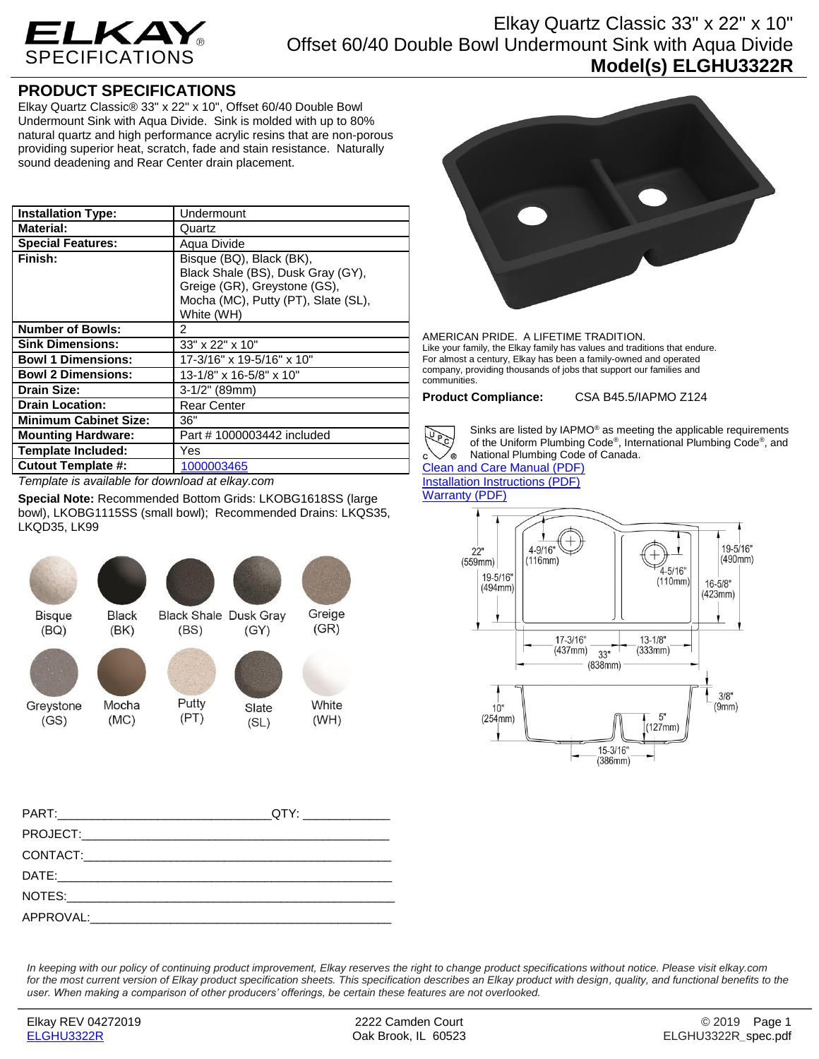# Elkay Quartz Classic 33" x 22" x 10" Offset 60/40 Double Bowl Undermount Sink with Aqua Divide

**Model(s) ELGHU3322R**

## PRODUCT SPECIFICATIONS

Elkay Quartz Classic® 33" x 22" x 10", Offset 60/40 Double Bowl Undermount Sink with Aqua Divide. Sink is molded with up to 80% natural quartz and high performance acrylic resins that are non-porous providing superior heat, scratch, fade and stain resistance. Naturally sound deadening and Rear Center drain placement.

| | |
|---|---|
| **Installation Type:** | Undermount |
| **Material:** | Quartz |
| **Special Features:** | Aqua Divide |
| **Finish:** | Bisque (BQ), Black (BK), Black Shale (BS), Dusk Gray (GY), Greige (GR), Greystone (GS), Mocha (MC), Putty (PT), Slate (SL), White (WH) |
| **Number of Bowls:** | 2 |
| **Sink Dimensions:** | 33" x 22" x 10" |
| **Bowl 1 Dimensions:** | 17-3/16" x 19-5/16" x 10" |
| **Bowl 2 Dimensions:** | 13-1/8" x 16-5/8" x 10" |
| **Drain Size:** | 3-1/2" (89mm) |
| **Drain Location:** | Rear Center |
| **Minimum Cabinet Size:** | 36" |
| **Mounting Hardware:** | Part # 1000003442 included |
| **Template Included:** | Yes |
| **Cutout Template #:** | 1000003465 |

*Template is available for download at elkay.com*

**Special Note:** Recommended Bottom Grids: LKOBG1618SS (large bowl), LKOBG1115SS (small bowl); Recommended Drains: LKQS35, LKQD35, LK99

Bisque (BQ), Black (BK), Black Shale (BS), Dusk Gray (GY), Greige (GR), Greystone (GS), Mocha (MC), Putty (PT), Slate (SL), White (WH)

AMERICAN PRIDE. A LIFETIME TRADITION.
Like your family, the Elkay family has values and traditions that endure. For almost a century, Elkay has been a family-owned and operated company, providing thousands of jobs that support our families and communities.

**Product Compliance:** CSA B45.5/IAPMO Z124

Sinks are listed by IAPMO® as meeting the applicable requirements of the Uniform Plumbing Code®, International Plumbing Code®, and National Plumbing Code of Canada.

[Clean and Care Manual (PDF)](#)
[Installation Instructions (PDF)](#)
[Warranty (PDF)](#)

22" (559mm) | 19-5/16" (494mm) | 4-9/16" (116mm) | 4-5/16" (110mm) | 19-5/16" (490mm) | 16-5/8" (423mm) | 17-3/16" (437mm) | 13-1/8" (333mm) | 33" (838mm) | 10" (254mm) | 3/8" (9mm) | 5" (127mm) | 15-3/16" (386mm)

PART:_______________________________QTY: ____________

PROJECT:_____________________________________________

CONTACT:_____________________________________________

DATE:________________________________________________

NOTES:_______________________________________________

APPROVAL:____________________________________________

*In keeping with our policy of continuing product improvement, Elkay reserves the right to change product specifications without notice. Please visit elkay.com for the most current version of Elkay product specification sheets. This specification describes an Elkay product with design, quality, and functional benefits to the user. When making a comparison of other producers' offerings, be certain these features are not overlooked.*

Elkay REV 04272019 | 2222 Camden Court, Oak Brook, IL 60523 | © 2019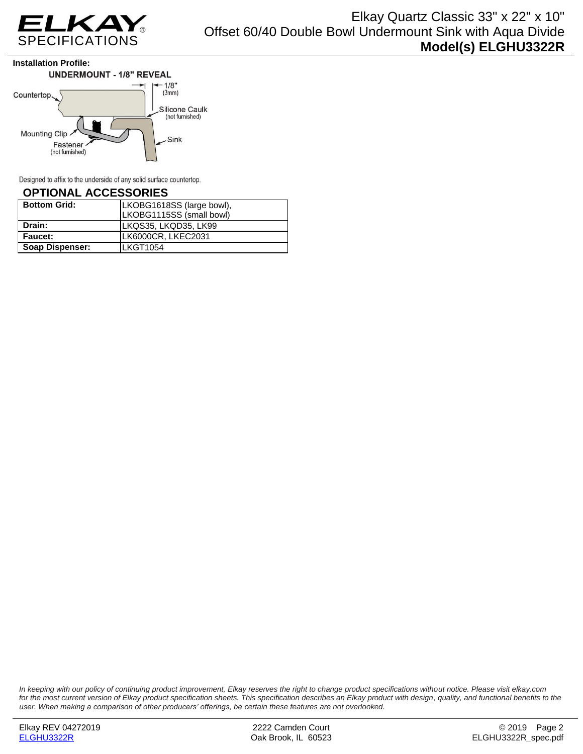**Installation Profile:**

UNDERMOUNT - 1/8" REVEAL

Countertop

1/8" (3mm)

Silicone Caulk (not furnished)

Mounting Clip

Fastener (not furnished)

Sink

Designed to affix to the underside of any solid surface countertop.

## OPTIONAL ACCESSORIES

| | |
|---|---|
| **Bottom Grid:** | LKOBG1618SS (large bowl), LKOBG1115SS (small bowl) |
| **Drain:** | LKQS35, LKQD35, LK99 |
| **Faucet:** | LK6000CR, LKEC2031 |
| **Soap Dispenser:** | LKGT1054 |

*In keeping with our policy of continuing product improvement, Elkay reserves the right to change product specifications without notice. Please visit elkay.com for the most current version of Elkay product specification sheets. This specification describes an Elkay product with design, quality, and functional benefits to the user. When making a comparison of other producers' offerings, be certain these features are not overlooked.*

Elkay REV 04272019
ELGHU3322R

2222 Camden Court
Oak Brook, IL 60523

© 2019
ELGHU3322R_spec.pdf